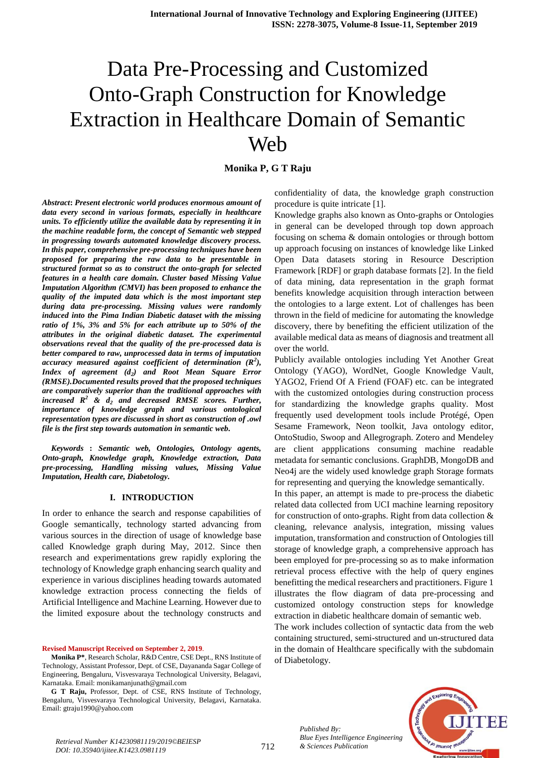# Data Pre-Processing and Customized Onto-Graph Construction for Knowledge Extraction in Healthcare Domain of Semantic Web

**Monika P, G T Raju**

***Abstract*: *Present electronic world produces enormous amount of data every second in various formats, especially in healthcare units. To efficiently utilize the available data by representing it in the machine readable form, the concept of Semantic web stepped in progressing towards automated knowledge discovery process. In this paper, comprehensive pre-processing techniques have been proposed for preparing the raw data to be presentable in structured format so as to construct the onto-graph for selected features in a health care domain. Cluster based Missing Value Imputation Algorithm (CMVI) has been proposed to enhance the quality of the imputed data which is the most important step during data pre-processing. Missing values were randomly induced into the Pima Indian Diabetic dataset with the missing ratio of 1%, 3% and 5% for each attribute up to 50% of the attributes in the original diabetic dataset. The experimental observations reveal that the quality of the pre-processed data is better compared to raw, unprocessed data in terms of imputation accuracy measured against coefficient of determination ($R^2$), Index of agreement ($d_2$) and Root Mean Square Error (RMSE).Documented results proved that the proposed techniques are comparatively superior than the traditional approaches with increased $R^2$ & $d_2$ and decreased RMSE scores. Further, importance of knowledge graph and various ontological representation types are discussed in short as construction of .owl file is the first step towards automation in semantic web.***

***Keywords* : *Semantic web, Ontologies, Ontology agents, Onto-graph, Knowledge graph, Knowledge extraction, Data pre-processing, Handling missing values, Missing Value Imputation, Health care, Diabetology.***

## I. INTRODUCTION

In order to enhance the search and response capabilities of Google semantically, technology started advancing from various sources in the direction of usage of knowledge base called Knowledge graph during May, 2012. Since then research and experimentations grew rapidly exploring the technology of Knowledge graph enhancing search quality and experience in various disciplines heading towards automated knowledge extraction process connecting the fields of Artificial Intelligence and Machine Learning. However due to the limited exposure about the technology constructs and confidentiality of data, the knowledge graph construction procedure is quite intricate [1].

Knowledge graphs also known as Onto-graphs or Ontologies in general can be developed through top down approach focusing on schema & domain ontologies or through bottom up approach focusing on instances of knowledge like Linked Open Data datasets storing in Resource Description Framework [RDF] or graph database formats [2]. In the field of data mining, data representation in the graph format benefits knowledge acquisition through interaction between the ontologies to a large extent. Lot of challenges has been thrown in the field of medicine for automating the knowledge discovery, there by benefiting the efficient utilization of the available medical data as means of diagnosis and treatment all over the world.

Publicly available ontologies including Yet Another Great Ontology (YAGO), WordNet, Google Knowledge Vault, YAGO2, Friend Of A Friend (FOAF) etc. can be integrated with the customized ontologies during construction process for standardizing the knowledge graphs quality. Most frequently used development tools include Protégé, Open Sesame Framework, Neon toolkit, Java ontology editor, OntoStudio, Swoop and Allegrograph. Zotero and Mendeley are client appplications consuming machine readable metadata for semantic conclusions. GraphDB, MongoDB and Neo4j are the widely used knowledge graph Storage formats for representing and querying the knowledge semantically.

In this paper, an attempt is made to pre-process the diabetic related data collected from UCI machine learning repository for construction of onto-graphs. Right from data collection & cleaning, relevance analysis, integration, missing values imputation, transformation and construction of Ontologies till storage of knowledge graph, a comprehensive approach has been employed for pre-processing so as to make information retrieval process effective with the help of query engines benefitting the medical researchers and practitioners. Figure 1 illustrates the flow diagram of data pre-processing and customized ontology construction steps for knowledge extraction in diabetic healthcare domain of semantic web.

The work includes collection of syntactic data from the web containing structured, semi-structured and un-structured data in the domain of Healthcare specifically with the subdomain of Diabetology.

**Revised Manuscript Received on September 2, 2019**.

**Monika P***, Research Scholar, R&D Centre, CSE Dept., RNS Institute of Technology, Assistant Professor, Dept. of CSE, Dayananda Sagar College of Engineering, Bengaluru, Visvesvaraya Technological University, Belagavi, Karnataka. Email: monikamanjunath@gmail.com

**G T Raju,** Professor, Dept. of CSE, RNS Institute of Technology, Bengaluru, Visvesvaraya Technological University, Belagavi, Karnataka. Email: gtraju1990@yahoo.com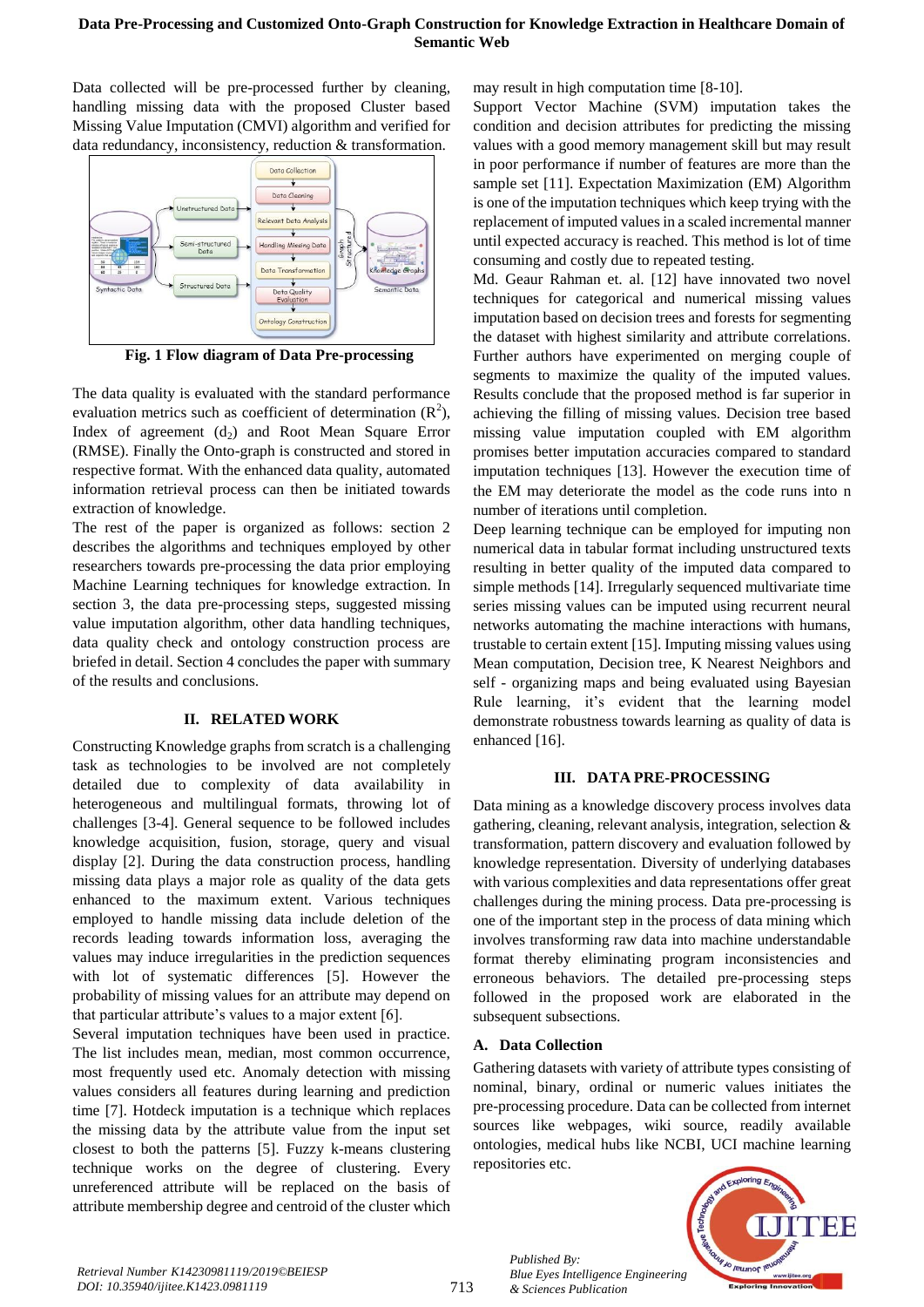Data collected will be pre-processed further by cleaning, handling missing data with the proposed Cluster based Missing Value Imputation (CMVI) algorithm and verified for data redundancy, inconsistency, reduction & transformation.

**Fig. 1 Flow diagram of Data Pre-processing**

The data quality is evaluated with the standard performance evaluation metrics such as coefficient of determination ($R^2$), Index of agreement ($d_2$) and Root Mean Square Error (RMSE). Finally the Onto-graph is constructed and stored in respective format. With the enhanced data quality, automated information retrieval process can then be initiated towards extraction of knowledge.

The rest of the paper is organized as follows: section 2 describes the algorithms and techniques employed by other researchers towards pre-processing the data prior employing Machine Learning techniques for knowledge extraction. In section 3, the data pre-processing steps, suggested missing value imputation algorithm, other data handling techniques, data quality check and ontology construction process are briefed in detail. Section 4 concludes the paper with summary of the results and conclusions.

## II. RELATED WORK

Constructing Knowledge graphs from scratch is a challenging task as technologies to be involved are not completely detailed due to complexity of data availability in heterogeneous and multilingual formats, throwing lot of challenges [3-4]. General sequence to be followed includes knowledge acquisition, fusion, storage, query and visual display [2]. During the data construction process, handling missing data plays a major role as quality of the data gets enhanced to the maximum extent. Various techniques employed to handle missing data include deletion of the records leading towards information loss, averaging the values may induce irregularities in the prediction sequences with lot of systematic differences [5]. However the probability of missing values for an attribute may depend on that particular attribute's values to a major extent [6].

Several imputation techniques have been used in practice. The list includes mean, median, most common occurrence, most frequently used etc. Anomaly detection with missing values considers all features during learning and prediction time [7]. Hotdeck imputation is a technique which replaces the missing data by the attribute value from the input set closest to both the patterns [5]. Fuzzy k-means clustering technique works on the degree of clustering. Every unreferenced attribute will be replaced on the basis of attribute membership degree and centroid of the cluster which may result in high computation time [8-10].

Support Vector Machine (SVM) imputation takes the condition and decision attributes for predicting the missing values with a good memory management skill but may result in poor performance if number of features are more than the sample set [11]. Expectation Maximization (EM) Algorithm is one of the imputation techniques which keep trying with the replacement of imputed values in a scaled incremental manner until expected accuracy is reached. This method is lot of time consuming and costly due to repeated testing.

Md. Geaur Rahman et. al. [12] have innovated two novel techniques for categorical and numerical missing values imputation based on decision trees and forests for segmenting the dataset with highest similarity and attribute correlations. Further authors have experimented on merging couple of segments to maximize the quality of the imputed values. Results conclude that the proposed method is far superior in achieving the filling of missing values. Decision tree based missing value imputation coupled with EM algorithm promises better imputation accuracies compared to standard imputation techniques [13]. However the execution time of the EM may deteriorate the model as the code runs into n number of iterations until completion.

Deep learning technique can be employed for imputing non numerical data in tabular format including unstructured texts resulting in better quality of the imputed data compared to simple methods [14]. Irregularly sequenced multivariate time series missing values can be imputed using recurrent neural networks automating the machine interactions with humans, trustable to certain extent [15]. Imputing missing values using Mean computation, Decision tree, K Nearest Neighbors and self - organizing maps and being evaluated using Bayesian Rule learning, it's evident that the learning model demonstrate robustness towards learning as quality of data is enhanced [16].

## III. DATA PRE-PROCESSING

Data mining as a knowledge discovery process involves data gathering, cleaning, relevant analysis, integration, selection & transformation, pattern discovery and evaluation followed by knowledge representation. Diversity of underlying databases with various complexities and data representations offer great challenges during the mining process. Data pre-processing is one of the important step in the process of data mining which involves transforming raw data into machine understandable format thereby eliminating program inconsistencies and erroneous behaviors. The detailed pre-processing steps followed in the proposed work are elaborated in the subsequent subsections.

### A. Data Collection

Gathering datasets with variety of attribute types consisting of nominal, binary, ordinal or numeric values initiates the pre-processing procedure. Data can be collected from internet sources like webpages, wiki source, readily available ontologies, medical hubs like NCBI, UCI machine learning repositories etc.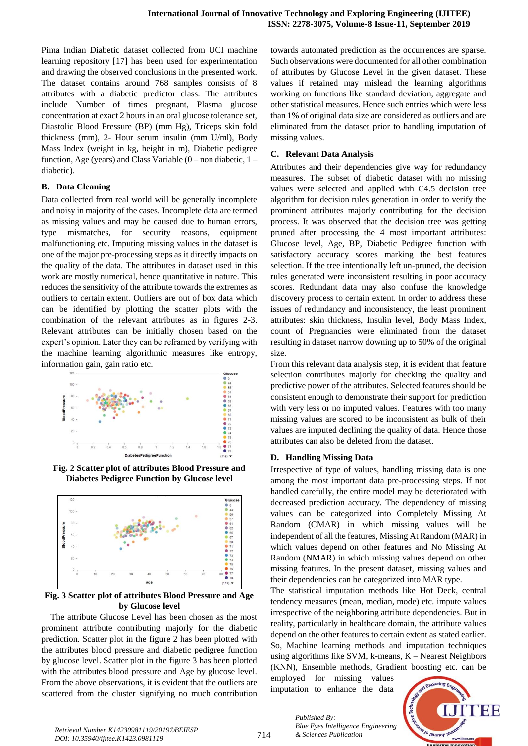Pima Indian Diabetic dataset collected from UCI machine learning repository [17] has been used for experimentation and drawing the observed conclusions in the presented work. The dataset contains around 768 samples consists of 8 attributes with a diabetic predictor class. The attributes include Number of times pregnant, Plasma glucose concentration at exact 2 hours in an oral glucose tolerance set, Diastolic Blood Pressure (BP) (mm Hg), Triceps skin fold thickness (mm), 2- Hour serum insulin (mm U/ml), Body Mass Index (weight in kg, height in m), Diabetic pedigree function, Age (years) and Class Variable (0 – non diabetic, 1 – diabetic).

### B. Data Cleaning

Data collected from real world will be generally incomplete and noisy in majority of the cases. Incomplete data are termed as missing values and may be caused due to human errors, type mismatches, for security reasons, equipment malfunctioning etc. Imputing missing values in the dataset is one of the major pre-processing steps as it directly impacts on the quality of the data. The attributes in dataset used in this work are mostly numerical, hence quantitative in nature. This reduces the sensitivity of the attribute towards the extremes as outliers to certain extent. Outliers are out of box data which can be identified by plotting the scatter plots with the combination of the relevant attributes as in figures 2-3. Relevant attributes can be initially chosen based on the expert's opinion. Later they can be reframed by verifying with the machine learning algorithmic measures like entropy, information gain, gain ratio etc.

**Fig. 2 Scatter plot of attributes Blood Pressure and Diabetes Pedigree Function by Glucose level**

**Fig. 3 Scatter plot of attributes Blood Pressure and Age by Glucose level**

The attribute Glucose Level has been chosen as the most prominent attribute contributing majorly for the diabetic prediction. Scatter plot in the figure 2 has been plotted with the attributes blood pressure and diabetic pedigree function by glucose level. Scatter plot in the figure 3 has been plotted with the attributes blood pressure and Age by glucose level. From the above observations, it is evident that the outliers are scattered from the cluster signifying no much contribution towards automated prediction as the occurrences are sparse. Such observations were documented for all other combination of attributes by Glucose Level in the given dataset. These values if retained may mislead the learning algorithms working on functions like standard deviation, aggregate and other statistical measures. Hence such entries which were less than 1% of original data size are considered as outliers and are eliminated from the dataset prior to handling imputation of missing values.

### C. Relevant Data Analysis

Attributes and their dependencies give way for redundancy measures. The subset of diabetic dataset with no missing values were selected and applied with C4.5 decision tree algorithm for decision rules generation in order to verify the prominent attributes majorly contributing for the decision process. It was observed that the decision tree was getting pruned after processing the 4 most important attributes: Glucose level, Age, BP, Diabetic Pedigree function with satisfactory accuracy scores marking the best features selection. If the tree intentionally left un-pruned, the decision rules generated were inconsistent resulting in poor accuracy scores. Redundant data may also confuse the knowledge discovery process to certain extent. In order to address these issues of redundancy and inconsistency, the least prominent attributes: skin thickness, Insulin level, Body Mass Index, count of Pregnancies were eliminated from the dataset resulting in dataset narrow downing up to 50% of the original size.

From this relevant data analysis step, it is evident that feature selection contributes majorly for checking the quality and predictive power of the attributes. Selected features should be consistent enough to demonstrate their support for prediction with very less or no imputed values. Features with too many missing values are scored to be inconsistent as bulk of their values are imputed declining the quality of data. Hence those attributes can also be deleted from the dataset.

### D. Handling Missing Data

Irrespective of type of values, handling missing data is one among the most important data pre-processing steps. If not handled carefully, the entire model may be deteriorated with decreased prediction accuracy. The dependency of missing values can be categorized into Completely Missing At Random (CMAR) in which missing values will be independent of all the features, Missing At Random (MAR) in which values depend on other features and No Missing At Random (NMAR) in which missing values depend on other missing features. In the present dataset, missing values and their dependencies can be categorized into MAR type.

The statistical imputation methods like Hot Deck, central tendency measures (mean, median, mode) etc. impute values irrespective of the neighboring attribute dependencies. But in reality, particularly in healthcare domain, the attribute values depend on the other features to certain extent as stated earlier. So, Machine learning and imputation techniques using algorithms like SVM, k-means, K – Nearest Neighbors (KNN), Ensemble methods, Gradient boosting etc. can be employed for missing values imputation to enhance the data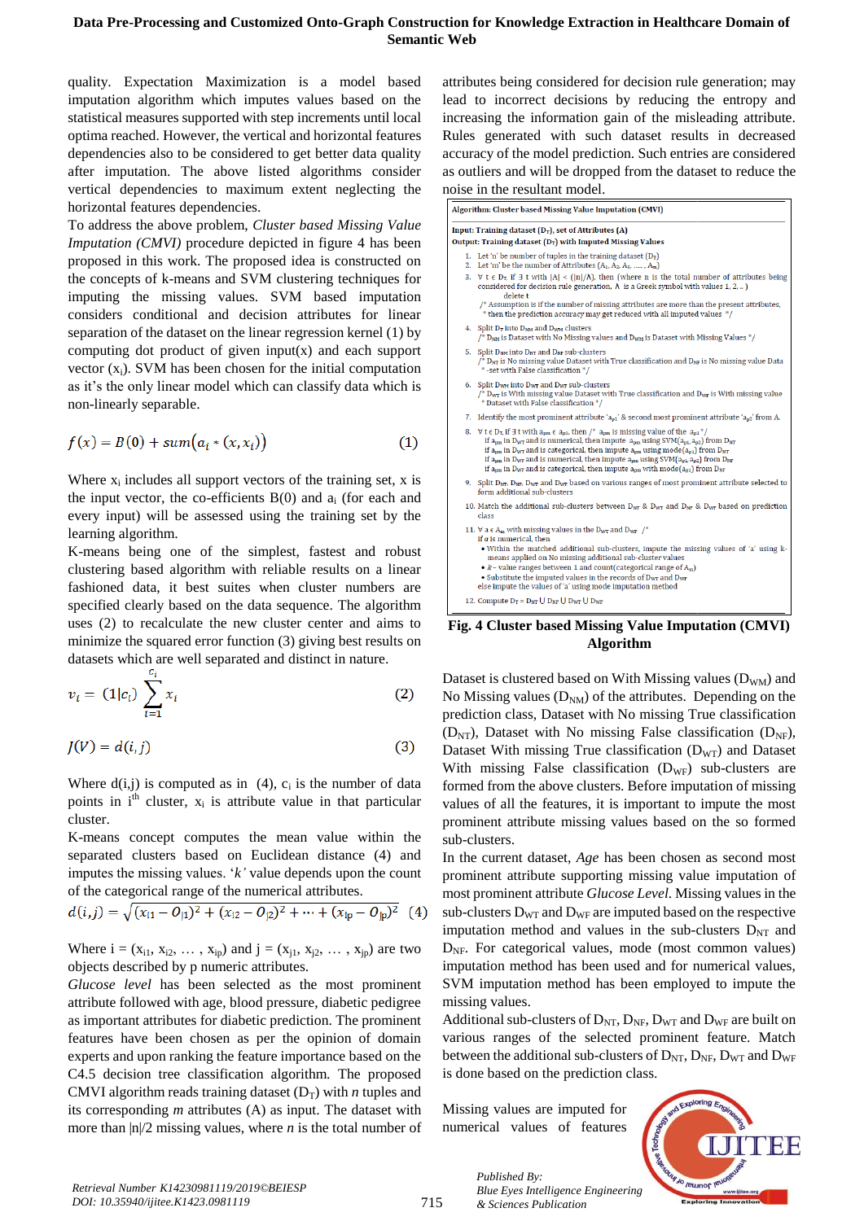quality. Expectation Maximization is a model based imputation algorithm which imputes values based on the statistical measures supported with step increments until local optima reached. However, the vertical and horizontal features dependencies also to be considered to get better data quality after imputation. The above listed algorithms consider vertical dependencies to maximum extent neglecting the horizontal features dependencies.

To address the above problem, *Cluster based Missing Value Imputation (CMVI)* procedure depicted in figure 4 has been proposed in this work. The proposed idea is constructed on the concepts of k-means and SVM clustering techniques for imputing the missing values. SVM based imputation considers conditional and decision attributes for linear separation of the dataset on the linear regression kernel (1) by computing dot product of given input(x) and each support vector ($x_i$). SVM has been chosen for the initial computation as it's the only linear model which can classify data which is non-linearly separable.

$$f(x) = B(0) + sum(a_i * (x, x_i)) \quad (1)$$

Where $x_i$ includes all support vectors of the training set, x is the input vector, the co-efficients B(0) and $a_i$ (for each and every input) will be assessed using the training set by the learning algorithm.

K-means being one of the simplest, fastest and robust clustering based algorithm with reliable results on a linear fashioned data, it best suites when cluster numbers are specified clearly based on the data sequence. The algorithm uses (2) to recalculate the new cluster center and aims to minimize the squared error function (3) giving best results on datasets which are well separated and distinct in nature.

$$v_i = (1|c_i) \sum_{i=1}^{c_i} x_i \quad (2)$$

$$J(V) = d(i,j) \quad (3)$$

Where d(i,j) is computed as in (4), $c_i$ is the number of data points in $i^{th}$ cluster, $x_i$ is attribute value in that particular cluster.

K-means concept computes the mean value within the separated clusters based on Euclidean distance (4) and imputes the missing values. '*k'* value depends upon the count of the categorical range of the numerical attributes.

$$d(i,j) = \sqrt{(x_{i1} - O_{j1})^2 + (x_{i2} - O_{j2})^2 + \cdots + (x_{ip} - O_{jp})^2} \quad (4)$$

Where i = ($x_{i1}$, $x_{i2}$, … , $x_{ip}$) and j = ($x_{j1}$, $x_{j2}$, … , $x_{jp}$) are two objects described by p numeric attributes.

*Glucose level* has been selected as the most prominent attribute followed with age, blood pressure, diabetic pedigree as important attributes for diabetic prediction. The prominent features have been chosen as per the opinion of domain experts and upon ranking the feature importance based on the C4.5 decision tree classification algorithm. The proposed CMVI algorithm reads training dataset ($D_T$) with *n* tuples and its corresponding *m* attributes (A) as input. The dataset with more than |n|/2 missing values, where *n* is the total number of attributes being considered for decision rule generation; may lead to incorrect decisions by reducing the entropy and increasing the information gain of the misleading attribute. Rules generated with such dataset results in decreased accuracy of the model prediction. Such entries are considered as outliers and will be dropped from the dataset to reduce the noise in the resultant model.

**Algorithm: Cluster based Missing Value Imputation (CMVI)**

**Input: Training dataset ($D_T$), set of Attributes (A)**
**Output: Training dataset ($D_T$) with Imputed Missing Values**

1. Let 'n' be number of tuples in the training dataset ($D_T$)
2. Let 'm' be the number of Attributes ($A_1$, $A_2$, $A_3$, ….. , $A_m$)
3. ∀ t ∈ $D_T$, if ∃ t with |A| < (|n|/λ), then (where n is the total number of attributes being considered for decision rule generation, λ is a Greek symbol with values 1, 2, .. )
   delete t
   /* Assumption is if the number of missing attributes are more than the present attributes, then the prediction accuracy may get reduced with all imputed values */
4. Split $D_T$ into $D_{NM}$ and $D_{WM}$ clusters
   /* $D_{NM}$ is Dataset with No Missing values and $D_{WM}$ is Dataset with Missing Values */
5. Split $D_{NM}$ into $D_{NT}$ and $D_{NF}$ sub-clusters
   /* $D_{NT}$ is No missing value Dataset with True classification and $D_{NF}$ is No missing value Data-set with False classification */
6. Split $D_{WM}$ into $D_{WT}$ and $D_{WF}$ sub-clusters
   /* $D_{WT}$ is With missing value Dataset with True classification and $D_{WF}$ is With missing value Dataset with False classification */
7. Identify the most prominent attribute '$a_{p1}$' & second most prominent attribute '$a_{p2}$' from A.
8. ∀ t ∈ $D_T$, if ∃ t with $a_{pm}$ ∈ $a_{p1}$, then /* $a_{pm}$ is missing value of the $a_{p1}$ */
   if $a_{pm}$ in $D_{WT}$ and is numerical, then impute $a_{pm}$ using SVM($a_{p1}$, $a_{p2}$) from $D_{NT}$
   if $a_{pm}$ in $D_{WT}$ and is categorical, then impute $a_{pm}$ using mode($a_{p1}$) from $D_{NT}$
   if $a_{pm}$ in $D_{WF}$ and is numerical, then impute $a_{pm}$ using SVM($a_{p1}$, $a_{p2}$) from $D_{NF}$
   if $a_{pm}$ in $D_{WF}$ and is categorical, then impute $a_{pm}$ with mode($a_{p1}$) from $D_{NF}$
9. Split $D_{NT}$, $D_{NF}$, $D_{WT}$ and $D_{WF}$ based on various ranges of most prominent attribute selected to form additional sub-clusters
10. Match the additional sub-clusters between $D_{NT}$ & $D_{WT}$ and $D_{NF}$ & $D_{WF}$ based on prediction class
11. ∀ a ∈ $A_m$ with missing values in the $D_{WT}$ and $D_{WF}$ /*
    if *a* is numerical, then
    - Within the matched additional sub-clusters, impute the missing values of 'a' using k-means applied on No missing additional sub-cluster values
    - *k*– value ranges between 1 and count(categorical range of $A_m$)
    - Substitute the imputed values in the records of $D_{WT}$ and $D_{WF}$
    else impute the values of 'a' using mode imputation method
12. Compute $D_T$ = $D_{NT}$ ∪ $D_{NF}$ ∪ $D_{WT}$ ∪ $D_{WF}$

**Fig. 4 Cluster based Missing Value Imputation (CMVI) Algorithm**

Dataset is clustered based on With Missing values ($D_{WM}$) and No Missing values ($D_{NM}$) of the attributes. Depending on the prediction class, Dataset with No missing True classification ($D_{NT}$), Dataset with No missing False classification ($D_{NF}$), Dataset With missing True classification ($D_{WT}$) and Dataset With missing False classification ($D_{WF}$) sub-clusters are formed from the above clusters. Before imputation of missing values of all the features, it is important to impute the most prominent attribute missing values based on the so formed sub-clusters.

In the current dataset, *Age* has been chosen as second most prominent attribute supporting missing value imputation of most prominent attribute *Glucose Level*. Missing values in the sub-clusters $D_{WT}$ and $D_{WF}$ are imputed based on the respective imputation method and values in the sub-clusters $D_{NT}$ and $D_{NF}$. For categorical values, mode (most common values) imputation method has been used and for numerical values, SVM imputation method has been employed to impute the missing values.

Additional sub-clusters of $D_{NT}$, $D_{NF}$, $D_{WT}$ and $D_{WF}$ are built on various ranges of the selected prominent feature. Match between the additional sub-clusters of $D_{NT}$, $D_{NF}$, $D_{WT}$ and $D_{WF}$ is done based on the prediction class.

Missing values are imputed for numerical values of features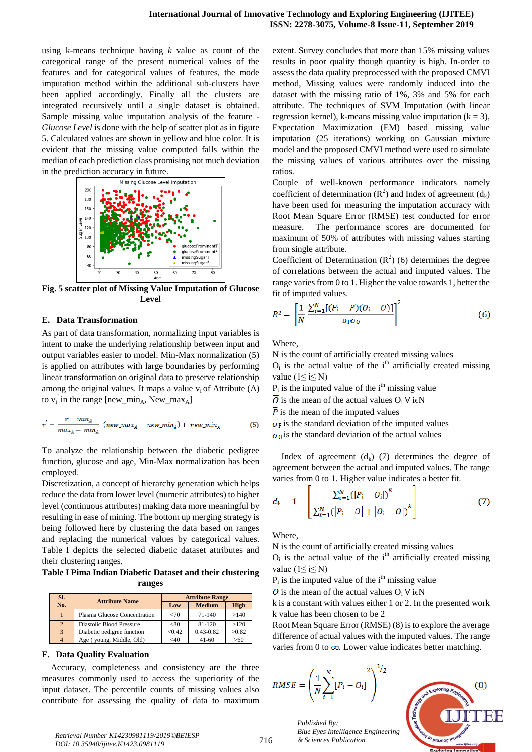using k-means technique having $k$ value as count of the categorical range of the present numerical values of the features and for categorical values of features, the mode imputation method within the additional sub-clusters have been applied accordingly. Finally all the clusters are integrated recursively until a single dataset is obtained. Sample missing value imputation analysis of the feature - *Glucose Level* is done with the help of scatter plot as in figure 5. Calculated values are shown in yellow and blue color. It is evident that the missing value computed falls within the median of each prediction class promising not much deviation in the prediction accuracy in future.

**Fig. 5 scatter plot of Missing Value Imputation of Glucose Level**

### E. Data Transformation

As part of data transformation, normalizing input variables is intent to make the underlying relationship between input and output variables easier to model. Min-Max normalization (5) is applied on attributes with large boundaries by performing linear transformation on original data to preserve relationship among the original values. It maps a value $v_i$ of Attribute (A) to $v_i'$ in the range [new_min$_A$, New_max$_A$]

$$v' = \frac{v - min_A}{max_A - min_A}(new\_max_A - new\_min_A) + new\_min_A \quad (5)$$

To analyze the relationship between the diabetic pedigree function, glucose and age, Min-Max normalization has been employed.

Discretization, a concept of hierarchy generation which helps reduce the data from lower level (numeric attributes) to higher level (continuous attributes) making data more meaningful by resulting in ease of mining. The bottom up merging strategy is being followed here by clustering the data based on ranges and replacing the numerical values by categorical values. Table I depicts the selected diabetic dataset attributes and their clustering ranges.

**Table I Pima Indian Diabetic Dataset and their clustering ranges**

| Sl. No. | Attribute Name | Attribute Range | | |
|---|---|---|---|---|
| | | Low | Medium | High |
| 1 | Plasma Glucose Concentration | <70 | 71-140 | >140 |
| 2 | Diastolic Blood Pressure | <80 | 81-120 | >120 |
| 3 | Diabetic pedigree function | <0.42 | 0.43-0.82 | >0.82 |
| 4 | Age ( young, Middle, Old) | <40 | 41-60 | >60 |

### F. Data Quality Evaluation

Accuracy, completeness and consistency are the three measures commonly used to access the superiority of the input dataset. The percentile counts of missing values also contribute for assessing the quality of data to maximum extent. Survey concludes that more than 15% missing values results in poor quality though quantity is high. In-order to assess the data quality preprocessed with the proposed CMVI method, Missing values were randomly induced into the dataset with the missing ratio of 1%, 3% and 5% for each attribute. The techniques of SVM Imputation (with linear regression kernel), k-means missing value imputation (k = 3), Expectation Maximization (EM) based missing value imputation (25 iterations) working on Gaussian mixture model and the proposed CMVI method were used to simulate the missing values of various attributes over the missing ratios.

Couple of well-known performance indicators namely coefficient of determination ($R^2$) and Index of agreement ($d_k$) have been used for measuring the imputation accuracy with Root Mean Square Error (RMSE) test conducted for error measure. The performance scores are documented for maximum of 50% of attributes with missing values starting from single attribute.

Coefficient of Determination ($R^2$) (6) determines the degree of correlations between the actual and imputed values. The range varies from 0 to 1. Higher the value towards 1, better the fit of imputed values.

$$R^2 = \left[\frac{1}{N}\frac{\sum_{i=1}^{N}[(P_i - \overline{P})(O_i - \overline{O})]}{\sigma_P \sigma_O}\right]^2 \quad (6)$$

Where,

N is the count of artificially created missing values

$O_i$ is the actual value of the $i^{th}$ artificially created missing value ($1 \leq i \leq N$)

$P_i$ is the imputed value of the $i^{th}$ missing value

$\overline{O}$ is the mean of the actual values $O_i$ $\forall$ i$\epsilon$N

$\overline{P}$ is the mean of the imputed values

$\sigma_P$ is the standard deviation of the imputed values

$\sigma_O$ is the standard deviation of the actual values

Index of agreement ($d_k$) (7) determines the degree of agreement between the actual and imputed values. The range varies from 0 to 1. Higher value indicates a better fit.

$$d_k = 1 - \left[\frac{\sum_{i=1}^{N}(|P_i - O_i|)^k}{\sum_{i=1}^{N}(|P_i - \overline{O}| + |O_i - \overline{O}|)^k}\right] \quad (7)$$

Where,

N is the count of artificially created missing values

$O_i$ is the actual value of the $i^{th}$ artificially created missing value ($1 \leq i \leq N$)

$P_i$ is the imputed value of the $i^{th}$ missing value

$\overline{O}$ is the mean of the actual values $O_i$ $\forall$ i$\epsilon$N

k is a constant with values either 1 or 2. In the presented work k value has been chosen to be 2

Root Mean Square Error (RMSE) (8) is to explore the average difference of actual values with the imputed values. The range varies from 0 to $\infty$. Lower value indicates better matching.

$$RMSE = \left(\frac{1}{N}\sum_{i=1}^{N}[P_i - O_i]^2\right)^{1/2} \quad (8)$$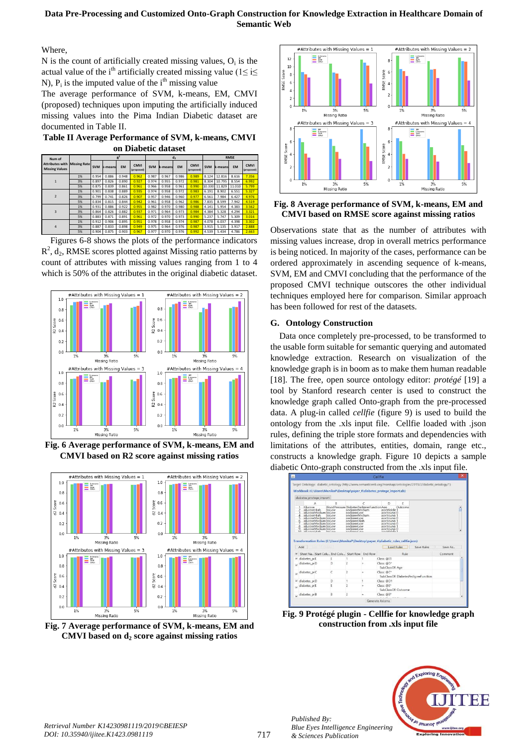Where,

N is the count of artificially created missing values, $O_i$ is the actual value of the $i^{th}$ artificially created missing value ($1 \leq i \leq N$), $P_i$ is the imputed value of the $i^{th}$ missing value

The average performance of SVM, k-means, EM, CMVI (proposed) techniques upon imputing the artificially induced missing values into the Pima Indian Diabetic dataset are documented in Table II.

**Table II Average Performance of SVM, k-means, CMVI on Diabetic dataset**

| Num of Attributes with Missing Values | Missing Rate | $R^2$ | | | | $d_2$ | | | | RMSE | | | |
|---|---|---|---|---|---|---|---|---|---|---|---|---|---|
| | | SVM | k-means | EM | CMVI (proposed) | SVM | k-means | EM | CMVI (proposed) | SVM | k-means | EM | CMVI (proposed) |
| 1 | 1% | 0.954 | 0.886 | 0.948 | 0.962 | 0.987 | 0.967 | 0.986 | 0.989 | 8.124 | 12.816 | 8.616 | 7.356 |
| | 3% | 0.897 | 0.826 | 0.890 | 0.927 | 0.974 | 0.955 | 0.972 | 0.981 | 8.304 | 10.795 | 8.554 | 6.992 |
| | 5% | 0.875 | 0.839 | 0.861 | 0.961 | 0.966 | 0.958 | 0.961 | 0.990 | 10.330 | 11.829 | 11.010 | 5.799 |
| 2 | 1% | 0.901 | 0.838 | 0.889 | 0.935 | 0.974 | 0.958 | 0.972 | 0.983 | 6.191 | 8.902 | 6.551 | 5.327 |
| | 3% | 0.799 | 0.741 | 0.826 | 0.907 | 0.957 | 0.946 | 0.960 | 0.977 | 6.561 | 7.984 | 6.427 | 4.976 |
| | 5% | 0.834 | 0.815 | 0.844 | 0.942 | 0.961 | 0.958 | 0.962 | 0.986 | 7.835 | 8.599 | 7.942 | 4.519 |
| 3 | 1% | 0.931 | 0.886 | 0.922 | 0.955 | 0.982 | 0.970 | 0.980 | 0.988 | 4.141 | 5.954 | 4.383 | 3.562 |
| | 3% | 0.864 | 0.826 | 0.882 | 0.937 | 0.971 | 0.964 | 0.973 | 0.984 | 4.384 | 5.328 | 4.294 | 3.321 |
| | 5% | 0.883 | 0.871 | 0.891 | 0.961 | 0.972 | 0.970 | 0.973 | 0.990 | 5.237 | 5.747 | 5.309 | 3.016 |
| 4 | 1% | 0.912 | 0.906 | 0.895 | 0.951 | 0.978 | 0.958 | 0.974 | 0.987 | 4.078 | 6.037 | 4.398 | 3.302 |
| | 3% | 0.887 | 0.833 | 0.898 | 0.949 | 0.975 | 0.964 | 0.976 | 0.987 | 3.915 | 5.135 | 3.917 | 2.888 |
| | 5% | 0.904 | 0.875 | 0.903 | 0.967 | 0.977 | 0.970 | 0.976 | 0.992 | 4.539 | 5.434 | 4.786 | 2.663 |

Figures 6-8 shows the plots of the performance indicators $R^2$, $d_2$, RMSE scores plotted against Missing ratio patterns by count of attributes with missing values ranging from 1 to 4 which is 50% of the attributes in the original diabetic dataset.

**Fig. 6 Average performance of SVM, k-means, EM and CMVI based on R2 score against missing ratios**

**Fig. 7 Average performance of SVM, k-means, EM and CMVI based on $d_2$ score against missing ratios**

**Fig. 8 Average performance of SVM, k-means, EM and CMVI based on RMSE score against missing ratios**

Observations state that as the number of attributes with missing values increase, drop in overall metrics performance is being noticed. In majority of the cases, performance can be ordered approximately in ascending sequence of k-means, SVM, EM and CMVI concluding that the performance of the proposed CMVI technique outscores the other individual techniques employed here for comparison. Similar approach has been followed for rest of the datasets.

### G. Ontology Construction

Data once completely pre-processed, to be transformed to the usable form suitable for semantic querying and automated knowledge extraction. Research on visualization of the knowledge graph is in boom as to make them human readable [18]. The free, open source ontology editor: *protégé* [19] a tool by Stanford research center is used to construct the knowledge graph called Onto-graph from the pre-processed data. A plug-in called *cellfie* (figure 9) is used to build the ontology from the .xls input file. Cellfie loaded with .json rules, defining the triple store formats and dependencies with limitations of the attributes, entities, domain, range etc., constructs a knowledge graph. Figure 10 depicts a sample diabetic Onto-graph constructed from the .xls input file.

**Fig. 9 Protégé plugin - Cellfie for knowledge graph construction from .xls input file**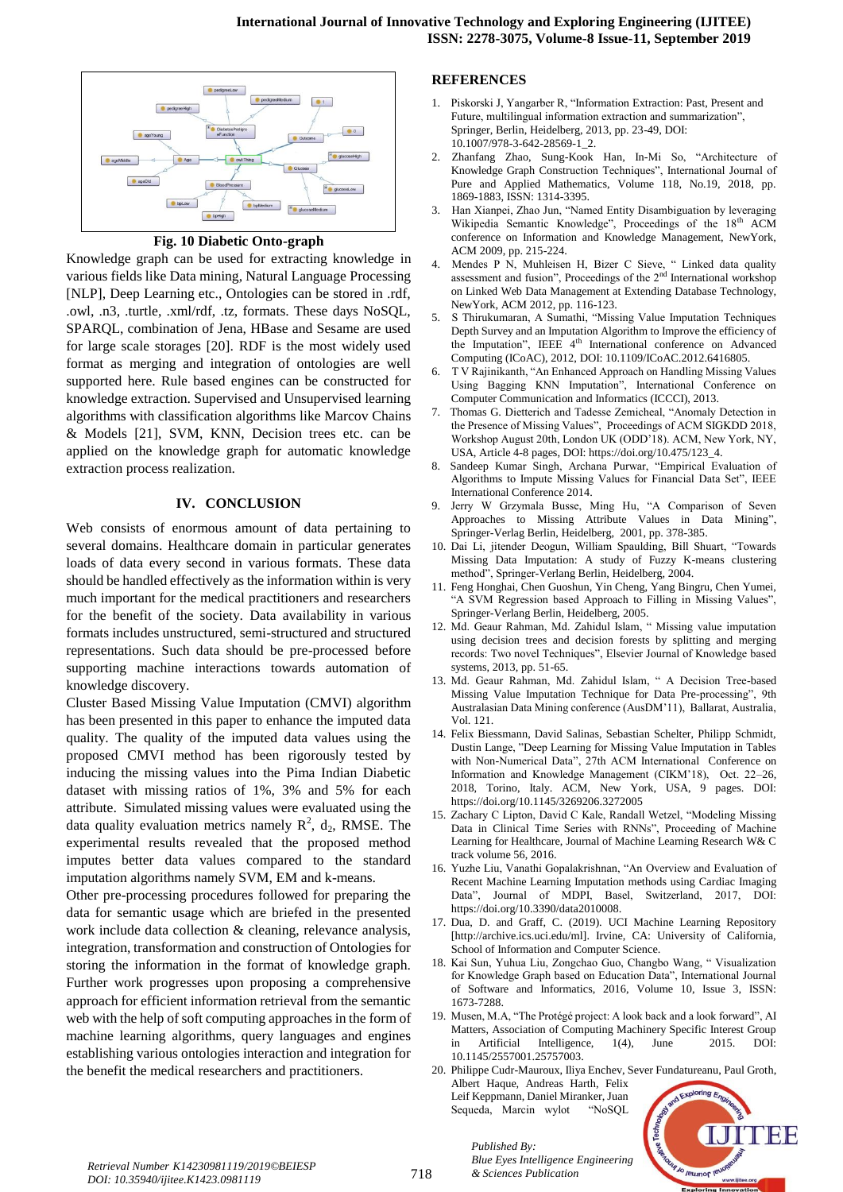Fig. 10 Diabetic Onto-graph

Knowledge graph can be used for extracting knowledge in various fields like Data mining, Natural Language Processing [NLP], Deep Learning etc., Ontologies can be stored in .rdf, .owl, .n3, .turtle, .xml/rdf, .tz, formats. These days NoSQL, SPARQL, combination of Jena, HBase and Sesame are used for large scale storages [20]. RDF is the most widely used format as merging and integration of ontologies are well supported here. Rule based engines can be constructed for knowledge extraction. Supervised and Unsupervised learning algorithms with classification algorithms like Marcov Chains & Models [21], SVM, KNN, Decision trees etc. can be applied on the knowledge graph for automatic knowledge extraction process realization.

## IV. CONCLUSION

Web consists of enormous amount of data pertaining to several domains. Healthcare domain in particular generates loads of data every second in various formats. These data should be handled effectively as the information within is very much important for the medical practitioners and researchers for the benefit of the society. Data availability in various formats includes unstructured, semi-structured and structured representations. Such data should be pre-processed before supporting machine interactions towards automation of knowledge discovery.

Cluster Based Missing Value Imputation (CMVI) algorithm has been presented in this paper to enhance the imputed data quality. The quality of the imputed data values using the proposed CMVI method has been rigorously tested by inducing the missing values into the Pima Indian Diabetic dataset with missing ratios of 1%, 3% and 5% for each attribute. Simulated missing values were evaluated using the data quality evaluation metrics namely $R^2$, $d_2$, RMSE. The experimental results revealed that the proposed method imputes better data values compared to the standard imputation algorithms namely SVM, EM and k-means.

Other pre-processing procedures followed for preparing the data for semantic usage which are briefed in the presented work include data collection & cleaning, relevance analysis, integration, transformation and construction of Ontologies for storing the information in the format of knowledge graph. Further work progresses upon proposing a comprehensive approach for efficient information retrieval from the semantic web with the help of soft computing approaches in the form of machine learning algorithms, query languages and engines establishing various ontologies interaction and integration for the benefit the medical researchers and practitioners.

## REFERENCES

1. Piskorski J, Yangarber R, "Information Extraction: Past, Present and Future, multilingual information extraction and summarization", Springer, Berlin, Heidelberg, 2013, pp. 23-49, DOI: 10.1007/978-3-642-28569-1_2.
2. Zhanfang Zhao, Sung-Kook Han, In-Mi So, "Architecture of Knowledge Graph Construction Techniques", International Journal of Pure and Applied Mathematics, Volume 118, No.19, 2018, pp. 1869-1883, ISSN: 1314-3395.
3. Han Xianpei, Zhao Jun, "Named Entity Disambiguation by leveraging Wikipedia Semantic Knowledge", Proceedings of the 18th ACM conference on Information and Knowledge Management, NewYork, ACM 2009, pp. 215-224.
4. Mendes P N, Muhleisen H, Bizer C Sieve, " Linked data quality assessment and fusion", Proceedings of the 2nd International workshop on Linked Web Data Management at Extending Database Technology, NewYork, ACM 2012, pp. 116-123.
5. S Thirukumaran, A Sumathi, "Missing Value Imputation Techniques Depth Survey and an Imputation Algorithm to Improve the efficiency of the Imputation", IEEE 4th International conference on Advanced Computing (ICoAC), 2012, DOI: 10.1109/ICoAC.2012.6416805.
6. T V Rajinikanth, "An Enhanced Approach on Handling Missing Values Using Bagging KNN Imputation", International Conference on Computer Communication and Informatics (ICCCI), 2013.
7. Thomas G. Dietterich and Tadesse Zemicheal, "Anomaly Detection in the Presence of Missing Values", Proceedings of ACM SIGKDD 2018, Workshop August 20th, London UK (ODD'18). ACM, New York, NY, USA, Article 4-8 pages, DOI: https://doi.org/10.475/123_4.
8. Sandeep Kumar Singh, Archana Purwar, "Empirical Evaluation of Algorithms to Impute Missing Values for Financial Data Set", IEEE International Conference 2014.
9. Jerry W Grzymala Busse, Ming Hu, "A Comparison of Seven Approaches to Missing Attribute Values in Data Mining", Springer-Verlag Berlin, Heidelberg, 2001, pp. 378-385.
10. Dai Li, jitender Deogun, William Spaulding, Bill Shuart, "Towards Missing Data Imputation: A study of Fuzzy K-means clustering method", Springer-Verlag Berlin, Heidelberg, 2004.
11. Feng Honghai, Chen Guoshun, Yin Cheng, Yang Bingru, Chen Yumei, "A SVM Regression based Approach to Filling in Missing Values", Springer-Verlang Berlin, Heidelberg, 2005.
12. Md. Geaur Rahman, Md. Zahidul Islam, " Missing value imputation using decision trees and decision forests by splitting and merging records: Two novel Techniques", Elsevier Journal of Knowledge based systems, 2013, pp. 51-65.
13. Md. Geaur Rahman, Md. Zahidul Islam, " A Decision Tree-based Missing Value Imputation Technique for Data Pre-processing", 9th Australasian Data Mining conference (AusDM'11), Ballarat, Australia, Vol. 121.
14. Felix Biessmann, David Salinas, Sebastian Schelter, Philipp Schmidt, Dustin Lange, "Deep Learning for Missing Value Imputation in Tables with Non-Numerical Data", 27th ACM International Conference on Information and Knowledge Management (CIKM'18), Oct. 22–26, 2018, Torino, Italy. ACM, New York, USA, 9 pages. DOI: https://doi.org/10.1145/3269206.3272005
15. Zachary C Lipton, David C Kale, Randall Wetzel, "Modeling Missing Data in Clinical Time Series with RNNs", Proceeding of Machine Learning for Healthcare, Journal of Machine Learning Research W& C track volume 56, 2016.
16. Yuzhe Liu, Vanathi Gopalakrishnan, "An Overview and Evaluation of Recent Machine Learning Imputation methods using Cardiac Imaging Data", Journal of MDPI, Basel, Switzerland, 2017, DOI: https://doi.org/10.3390/data2010008.
17. Dua, D. and Graff, C. (2019). UCI Machine Learning Repository [http://archive.ics.uci.edu/ml]. Irvine, CA: University of California, School of Information and Computer Science.
18. Kai Sun, Yuhua Liu, Zongchao Guo, Changbo Wang, " Visualization for Knowledge Graph based on Education Data", International Journal of Software and Informatics, 2016, Volume 10, Issue 3, ISSN: 1673-7288.
19. Musen, M.A, "The Protégé project: A look back and a look forward", AI Matters, Association of Computing Machinery Specific Interest Group in Artificial Intelligence, 1(4), June 2015. DOI: 10.1145/2557001.25757003.
20. Philippe Cudr-Mauroux, Iliya Enchev, Sever Fundatureanu, Paul Groth, Albert Haque, Andreas Harth, Felix Leif Keppmann, Daniel Miranker, Juan Sequeda, Marcin wylot "NoSQL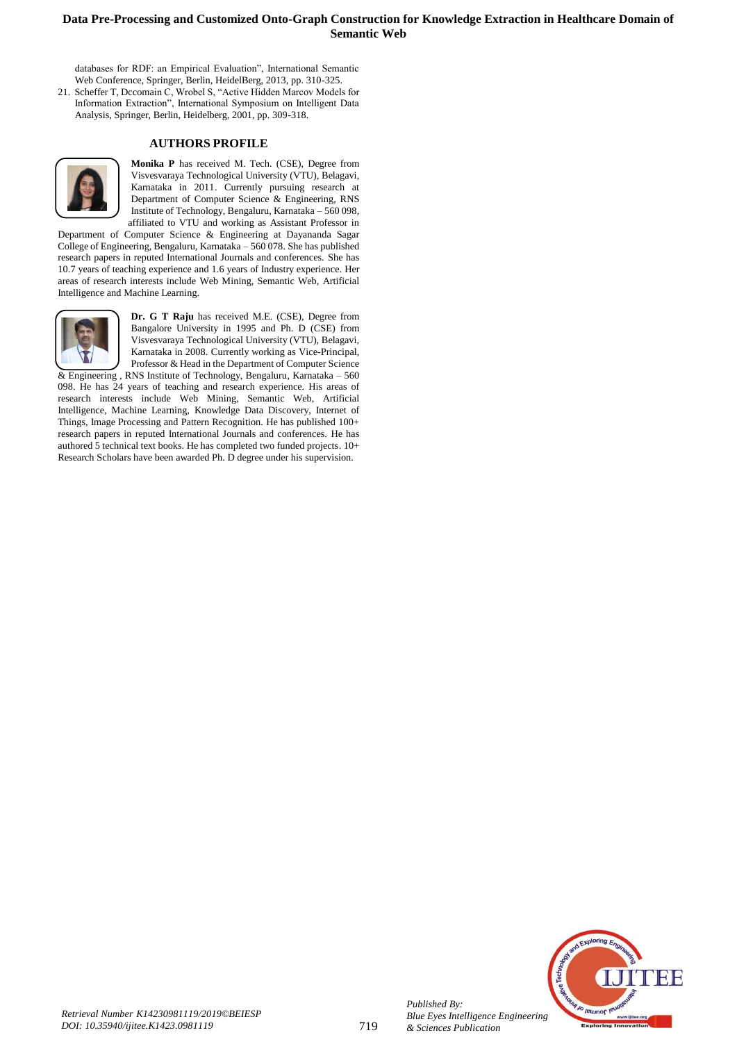databases for RDF: an Empirical Evaluation", International Semantic Web Conference, Springer, Berlin, HeidelBerg, 2013, pp. 310-325.

21. Scheffer T, Dccomain C, Wrobel S, "Active Hidden Marcov Models for Information Extraction", International Symposium on Intelligent Data Analysis, Springer, Berlin, Heidelberg, 2001, pp. 309-318.

## AUTHORS PROFILE

**Monika P** has received M. Tech. (CSE), Degree from Visvesvaraya Technological University (VTU), Belagavi, Karnataka in 2011. Currently pursuing research at Department of Computer Science & Engineering, RNS Institute of Technology, Bengaluru, Karnataka – 560 098, affiliated to VTU and working as Assistant Professor in Department of Computer Science & Engineering at Dayananda Sagar College of Engineering, Bengaluru, Karnataka – 560 078. She has published research papers in reputed International Journals and conferences. She has 10.7 years of teaching experience and 1.6 years of Industry experience. Her areas of research interests include Web Mining, Semantic Web, Artificial Intelligence and Machine Learning.

**Dr. G T Raju** has received M.E. (CSE), Degree from Bangalore University in 1995 and Ph. D (CSE) from Visvesvaraya Technological University (VTU), Belagavi, Karnataka in 2008. Currently working as Vice-Principal, Professor & Head in the Department of Computer Science & Engineering , RNS Institute of Technology, Bengaluru, Karnataka – 560 098. He has 24 years of teaching and research experience. His areas of research interests include Web Mining, Semantic Web, Artificial Intelligence, Machine Learning, Knowledge Data Discovery, Internet of Things, Image Processing and Pattern Recognition. He has published 100+ research papers in reputed International Journals and conferences. He has authored 5 technical text books. He has completed two funded projects. 10+ Research Scholars have been awarded Ph. D degree under his supervision.